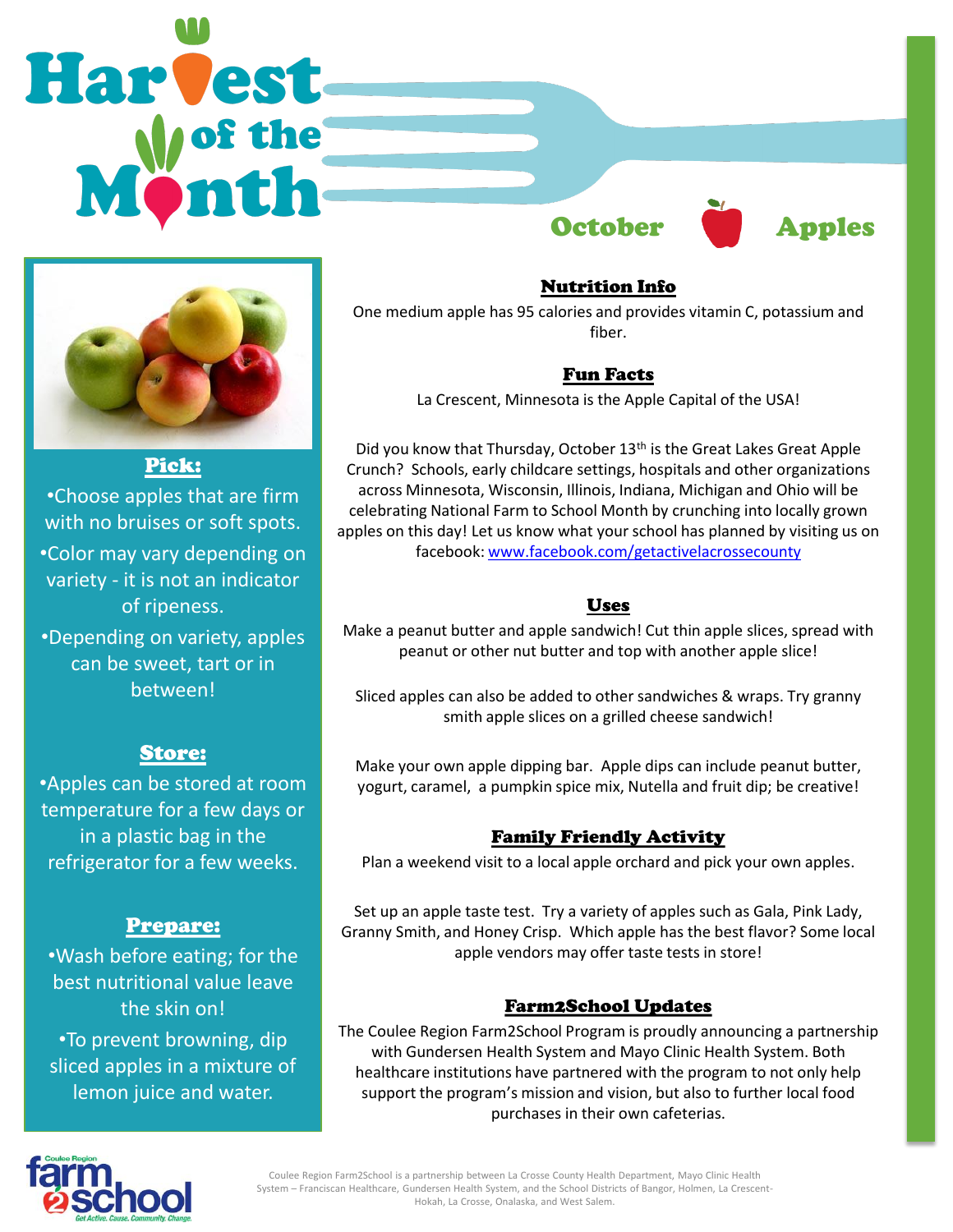# Harvest of the Month

## October — Apples

### Pick:

- Choose apples that are firm with no bruises or soft spots.
- Color may vary depending on variety - it is not an indicator of ripeness.
- Depending on variety, apples can be sweet, tart or in between!

### Store:

- Apples can be stored at room temperature for a few days or in a plastic bag in the refrigerator for a few weeks.

### Prepare:

- Wash before eating; for the best nutritional value leave the skin on!
- To prevent browning, dip sliced apples in a mixture of lemon juice and water.

### Nutrition Info

One medium apple has 95 calories and provides vitamin C, potassium and fiber.

### Fun Facts

La Crescent, Minnesota is the Apple Capital of the USA!

Did you know that Thursday, October 13th is the Great Lakes Great Apple Crunch? Schools, early childcare settings, hospitals and other organizations across Minnesota, Wisconsin, Illinois, Indiana, Michigan and Ohio will be celebrating National Farm to School Month by crunching into locally grown apples on this day! Let us know what your school has planned by visiting us on facebook: www.facebook.com/getactivelacrossecounty

### Uses

Make a peanut butter and apple sandwich! Cut thin apple slices, spread with peanut or other nut butter and top with another apple slice!

Sliced apples can also be added to other sandwiches & wraps. Try granny smith apple slices on a grilled cheese sandwich!

Make your own apple dipping bar. Apple dips can include peanut butter, yogurt, caramel, a pumpkin spice mix, Nutella and fruit dip; be creative!

### Family Friendly Activity

Plan a weekend visit to a local apple orchard and pick your own apples.

Set up an apple taste test. Try a variety of apples such as Gala, Pink Lady, Granny Smith, and Honey Crisp. Which apple has the best flavor? Some local apple vendors may offer taste tests in store!

### Farm2School Updates

The Coulee Region Farm2School Program is proudly announcing a partnership with Gundersen Health System and Mayo Clinic Health System. Both healthcare institutions have partnered with the program to not only help support the program's mission and vision, but also to further local food purchases in their own cafeterias.

Coulee Region farm2school — Get Active. Cause. Community. Change.

Coulee Region Farm2School is a partnership between La Crosse County Health Department, Mayo Clinic Health System – Franciscan Healthcare, Gundersen Health System, and the School Districts of Bangor, Holmen, La Crescent-Hokah, La Crosse, Onalaska, and West Salem.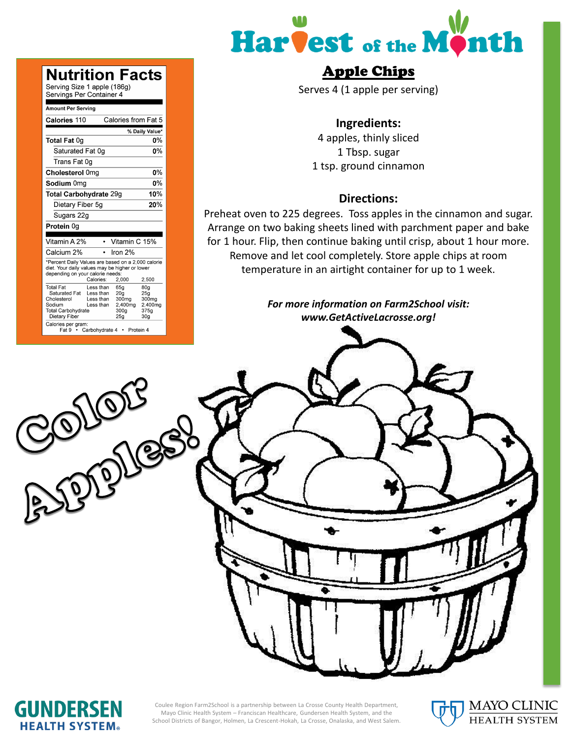# Harvest of the Month

## Apple Chips

Serves 4 (1 apple per serving)

### Ingredients:

4 apples, thinly sliced
1 Tbsp. sugar
1 tsp. ground cinnamon

### Directions:

Preheat oven to 225 degrees. Toss apples in the cinnamon and sugar. Arrange on two baking sheets lined with parchment paper and bake for 1 hour. Flip, then continue baking until crisp, about 1 hour more. Remove and let cool completely. Store apple chips at room temperature in an airtight container for up to 1 week.

***For more information on Farm2School visit: www.GetActiveLacrosse.org!***

## Nutrition Facts

Serving Size 1 apple (186g)
Servings Per Container 4

**Amount Per Serving**

| | |
|---|---|
| **Calories** 110 | Calories from Fat 5 |
| | **% Daily Value*** |
| **Total Fat** 0g | **0%** |
| Saturated Fat 0g | **0%** |
| Trans Fat 0g | |
| **Cholesterol** 0mg | **0%** |
| **Sodium** 0mg | **0%** |
| **Total Carbohydrate** 29g | **10%** |
| Dietary Fiber 5g | **20%** |
| Sugars 22g | |
| **Protein** 0g | |

Vitamin A 2% • Vitamin C 15%
Calcium 2% • Iron 2%

*Percent Daily Values are based on a 2,000 calorie diet. Your daily values may be higher or lower depending on your calorie needs:

| | | | |
|---|---|---|---|
| | Calories: | 2,000 | 2,500 |
| Total Fat | Less than | 65g | 80g |
| Saturated Fat | Less than | 20g | 25g |
| Cholesterol | Less than | 300mg | 300mg |
| Sodium | Less than | 2,400mg | 2,400mg |
| Total Carbohydrate | | 300g | 375g |
| Dietary Fiber | | 25g | 30g |

Calories per gram:
Fat 9 • Carbohydrate 4 • Protein 4

**Color Apples!**

GUNDERSEN HEALTH SYSTEM

Coulee Region Farm2School is a partnership between La Crosse County Health Department, Mayo Clinic Health System – Franciscan Healthcare, Gundersen Health System, and the School Districts of Bangor, Holmen, La Crescent-Hokah, La Crosse, Onalaska, and West Salem.

MAYO CLINIC HEALTH SYSTEM